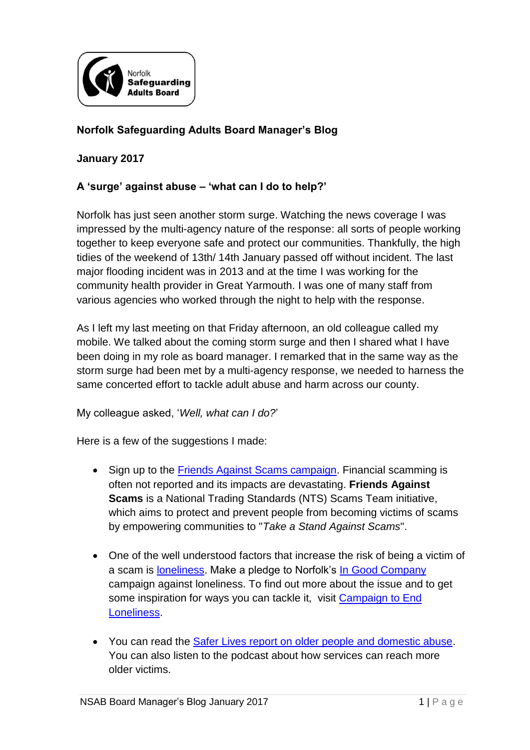Norfolk Safeguarding Adults Board

**Norfolk Safeguarding Adults Board Manager's Blog**

**January 2017**

**A 'surge' against abuse – 'what can I do to help?'**

Norfolk has just seen another storm surge. Watching the news coverage I was impressed by the multi-agency nature of the response: all sorts of people working together to keep everyone safe and protect our communities. Thankfully, the high tidies of the weekend of 13th/ 14th January passed off without incident. The last major flooding incident was in 2013 and at the time I was working for the community health provider in Great Yarmouth. I was one of many staff from various agencies who worked through the night to help with the response.

As I left my last meeting on that Friday afternoon, an old colleague called my mobile. We talked about the coming storm surge and then I shared what I have been doing in my role as board manager. I remarked that in the same way as the storm surge had been met by a multi-agency response, we needed to harness the same concerted effort to tackle adult abuse and harm across our county.

My colleague asked, '*Well, what can I do?*'

Here is a few of the suggestions I made:

- Sign up to the Friends Against Scams campaign. Financial scamming is often not reported and its impacts are devastating. **Friends Against Scams** is a National Trading Standards (NTS) Scams Team initiative, which aims to protect and prevent people from becoming victims of scams by empowering communities to "*Take a Stand Against Scams*".

- One of the well understood factors that increase the risk of being a victim of a scam is loneliness. Make a pledge to Norfolk's In Good Company campaign against loneliness. To find out more about the issue and to get some inspiration for ways you can tackle it, visit Campaign to End Loneliness.

- You can read the Safer Lives report on older people and domestic abuse. You can also listen to the podcast about how services can reach more older victims.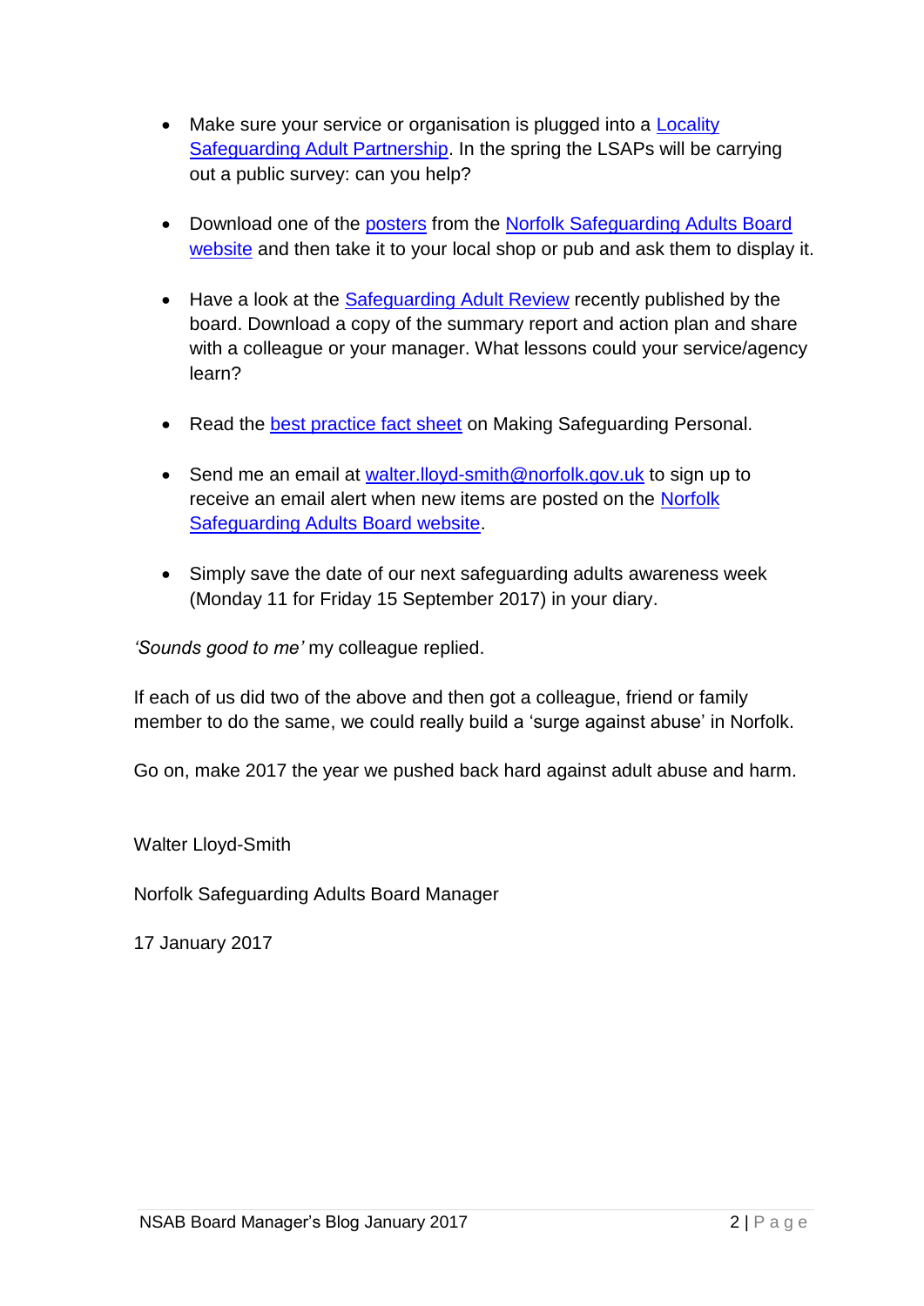- Make sure your service or organisation is plugged into a Locality Safeguarding Adult Partnership. In the spring the LSAPs will be carrying out a public survey: can you help?

- Download one of the posters from the Norfolk Safeguarding Adults Board website and then take it to your local shop or pub and ask them to display it.

- Have a look at the Safeguarding Adult Review recently published by the board. Download a copy of the summary report and action plan and share with a colleague or your manager. What lessons could your service/agency learn?

- Read the best practice fact sheet on Making Safeguarding Personal.

- Send me an email at walter.lloyd-smith@norfolk.gov.uk to sign up to receive an email alert when new items are posted on the Norfolk Safeguarding Adults Board website.

- Simply save the date of our next safeguarding adults awareness week (Monday 11 for Friday 15 September 2017) in your diary.

*'Sounds good to me'* my colleague replied.

If each of us did two of the above and then got a colleague, friend or family member to do the same, we could really build a 'surge against abuse' in Norfolk.

Go on, make 2017 the year we pushed back hard against adult abuse and harm.

Walter Lloyd-Smith

Norfolk Safeguarding Adults Board Manager

17 January 2017